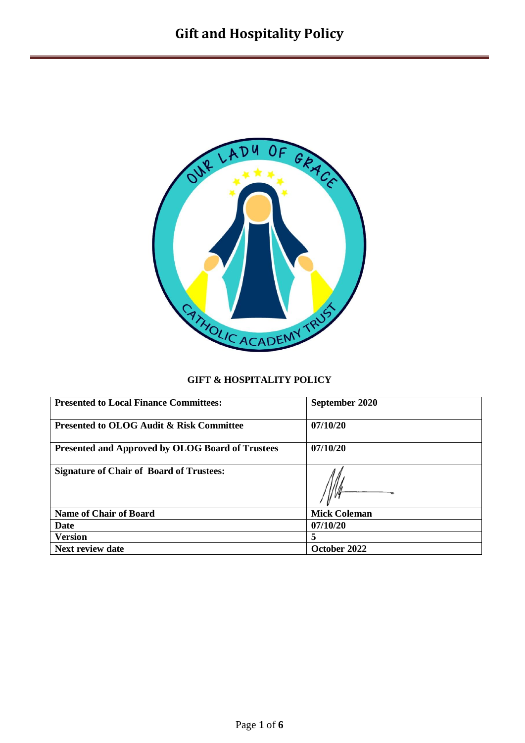# Gift and Hospitality Policy

**GIFT & HOSPITALITY POLICY**

| **Presented to Local Finance Committees:** | **September 2020** |
|---|---|
| **Presented to OLOG Audit & Risk Committee** | **07/10/20** |
| **Presented and Approved by OLOG Board of Trustees** | **07/10/20** |
| **Signature of Chair of Board of Trustees:** | |
| **Name of Chair of Board** | **Mick Coleman** |
| **Date** | **07/10/20** |
| **Version** | **5** |
| **Next review date** | **October 2022** |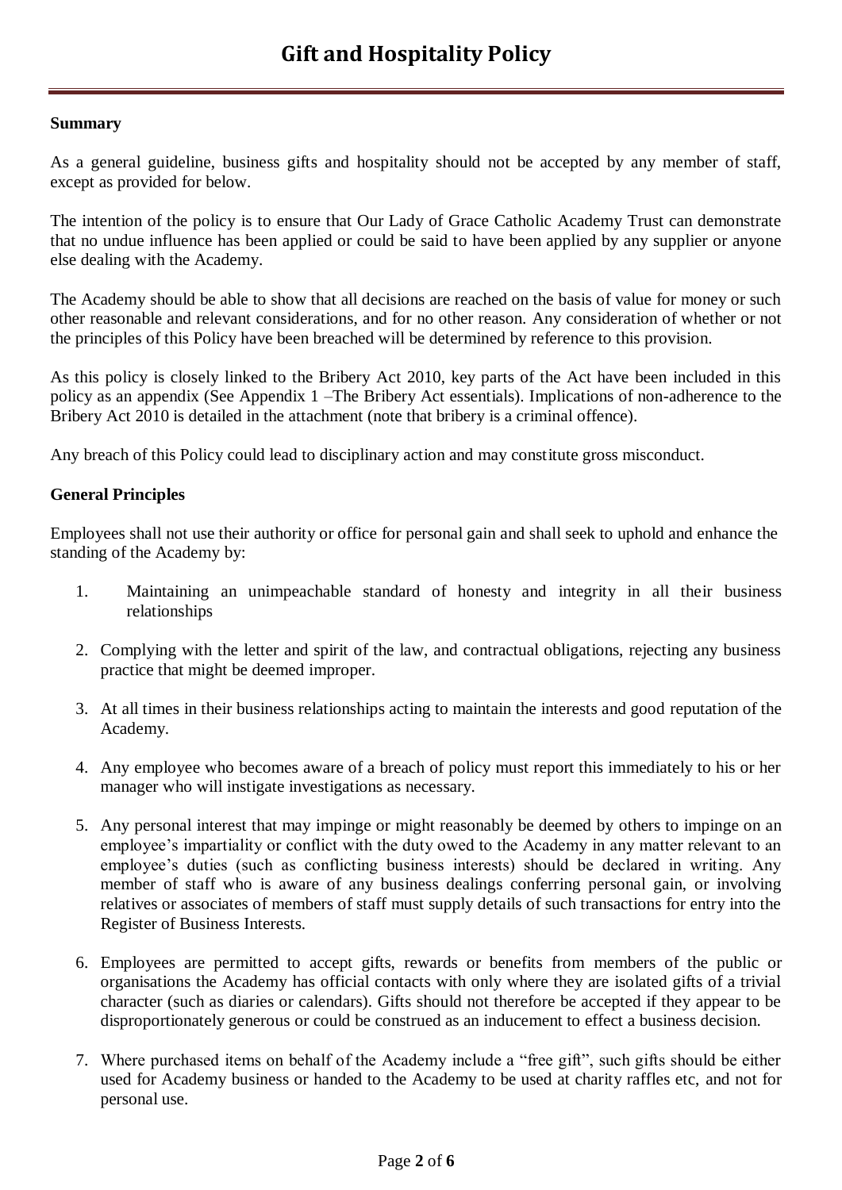# Gift and Hospitality Policy

**Summary**

As a general guideline, business gifts and hospitality should not be accepted by any member of staff, except as provided for below.

The intention of the policy is to ensure that Our Lady of Grace Catholic Academy Trust can demonstrate that no undue influence has been applied or could be said to have been applied by any supplier or anyone else dealing with the Academy.

The Academy should be able to show that all decisions are reached on the basis of value for money or such other reasonable and relevant considerations, and for no other reason. Any consideration of whether or not the principles of this Policy have been breached will be determined by reference to this provision.

As this policy is closely linked to the Bribery Act 2010, key parts of the Act have been included in this policy as an appendix (See Appendix 1 –The Bribery Act essentials). Implications of non-adherence to the Bribery Act 2010 is detailed in the attachment (note that bribery is a criminal offence).

Any breach of this Policy could lead to disciplinary action and may constitute gross misconduct.

**General Principles**

Employees shall not use their authority or office for personal gain and shall seek to uphold and enhance the standing of the Academy by:

1. Maintaining an unimpeachable standard of honesty and integrity in all their business relationships
2. Complying with the letter and spirit of the law, and contractual obligations, rejecting any business practice that might be deemed improper.
3. At all times in their business relationships acting to maintain the interests and good reputation of the Academy.
4. Any employee who becomes aware of a breach of policy must report this immediately to his or her manager who will instigate investigations as necessary.
5. Any personal interest that may impinge or might reasonably be deemed by others to impinge on an employee's impartiality or conflict with the duty owed to the Academy in any matter relevant to an employee's duties (such as conflicting business interests) should be declared in writing. Any member of staff who is aware of any business dealings conferring personal gain, or involving relatives or associates of members of staff must supply details of such transactions for entry into the Register of Business Interests.
6. Employees are permitted to accept gifts, rewards or benefits from members of the public or organisations the Academy has official contacts with only where they are isolated gifts of a trivial character (such as diaries or calendars). Gifts should not therefore be accepted if they appear to be disproportionately generous or could be construed as an inducement to effect a business decision.
7. Where purchased items on behalf of the Academy include a "free gift", such gifts should be either used for Academy business or handed to the Academy to be used at charity raffles etc, and not for personal use.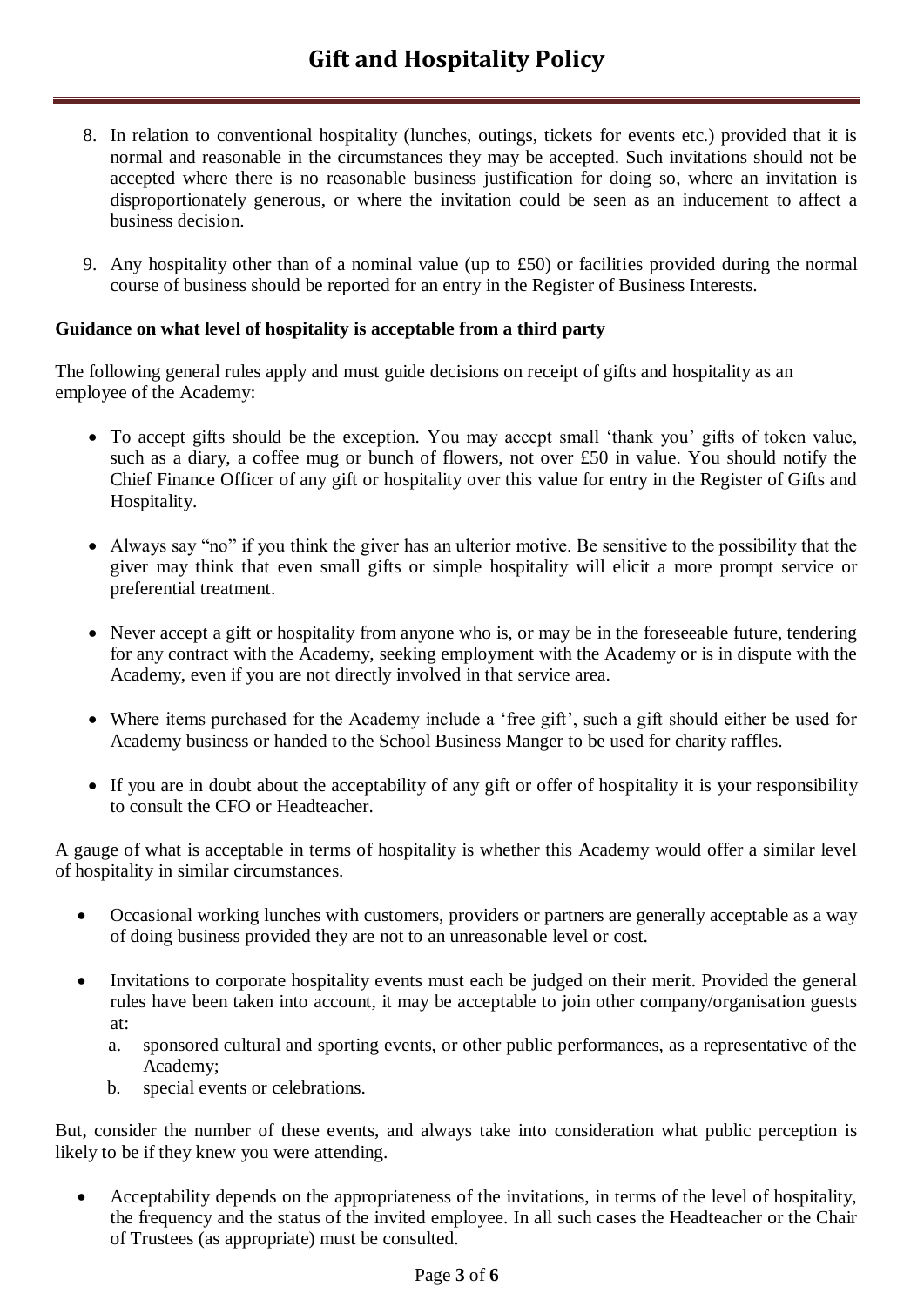8. In relation to conventional hospitality (lunches, outings, tickets for events etc.) provided that it is normal and reasonable in the circumstances they may be accepted. Such invitations should not be accepted where there is no reasonable business justification for doing so, where an invitation is disproportionately generous, or where the invitation could be seen as an inducement to affect a business decision.

9. Any hospitality other than of a nominal value (up to £50) or facilities provided during the normal course of business should be reported for an entry in the Register of Business Interests.

**Guidance on what level of hospitality is acceptable from a third party**

The following general rules apply and must guide decisions on receipt of gifts and hospitality as an employee of the Academy:

- To accept gifts should be the exception. You may accept small 'thank you' gifts of token value, such as a diary, a coffee mug or bunch of flowers, not over £50 in value. You should notify the Chief Finance Officer of any gift or hospitality over this value for entry in the Register of Gifts and Hospitality.

- Always say "no" if you think the giver has an ulterior motive. Be sensitive to the possibility that the giver may think that even small gifts or simple hospitality will elicit a more prompt service or preferential treatment.

- Never accept a gift or hospitality from anyone who is, or may be in the foreseeable future, tendering for any contract with the Academy, seeking employment with the Academy or is in dispute with the Academy, even if you are not directly involved in that service area.

- Where items purchased for the Academy include a 'free gift', such a gift should either be used for Academy business or handed to the School Business Manger to be used for charity raffles.

- If you are in doubt about the acceptability of any gift or offer of hospitality it is your responsibility to consult the CFO or Headteacher.

A gauge of what is acceptable in terms of hospitality is whether this Academy would offer a similar level of hospitality in similar circumstances.

- Occasional working lunches with customers, providers or partners are generally acceptable as a way of doing business provided they are not to an unreasonable level or cost.

- Invitations to corporate hospitality events must each be judged on their merit. Provided the general rules have been taken into account, it may be acceptable to join other company/organisation guests at:
    a. sponsored cultural and sporting events, or other public performances, as a representative of the Academy;
    b. special events or celebrations.

But, consider the number of these events, and always take into consideration what public perception is likely to be if they knew you were attending.

- Acceptability depends on the appropriateness of the invitations, in terms of the level of hospitality, the frequency and the status of the invited employee. In all such cases the Headteacher or the Chair of Trustees (as appropriate) must be consulted.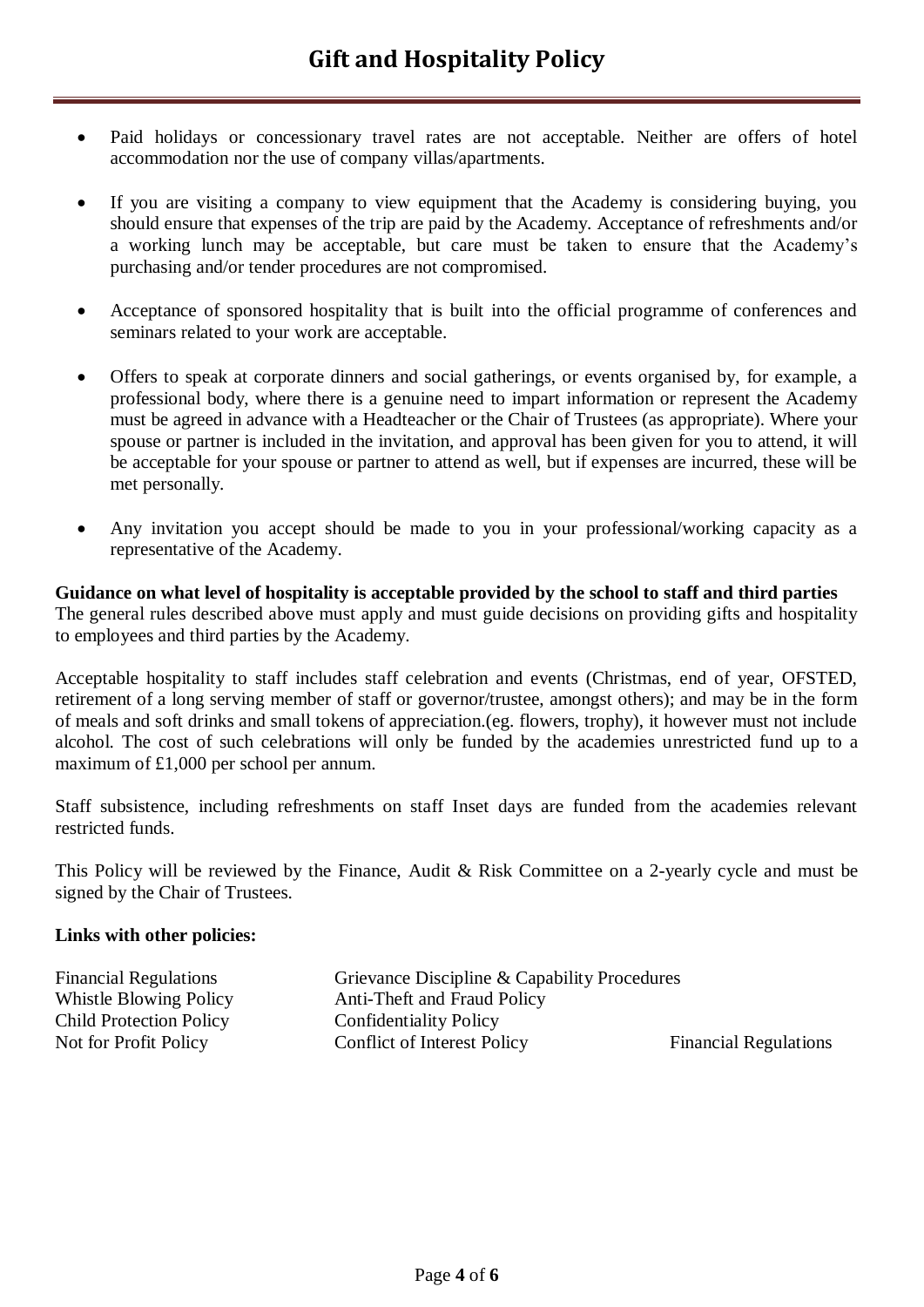- Paid holidays or concessionary travel rates are not acceptable. Neither are offers of hotel accommodation nor the use of company villas/apartments.

- If you are visiting a company to view equipment that the Academy is considering buying, you should ensure that expenses of the trip are paid by the Academy. Acceptance of refreshments and/or a working lunch may be acceptable, but care must be taken to ensure that the Academy's purchasing and/or tender procedures are not compromised.

- Acceptance of sponsored hospitality that is built into the official programme of conferences and seminars related to your work are acceptable.

- Offers to speak at corporate dinners and social gatherings, or events organised by, for example, a professional body, where there is a genuine need to impart information or represent the Academy must be agreed in advance with a Headteacher or the Chair of Trustees (as appropriate). Where your spouse or partner is included in the invitation, and approval has been given for you to attend, it will be acceptable for your spouse or partner to attend as well, but if expenses are incurred, these will be met personally.

- Any invitation you accept should be made to you in your professional/working capacity as a representative of the Academy.

**Guidance on what level of hospitality is acceptable provided by the school to staff and third parties**
The general rules described above must apply and must guide decisions on providing gifts and hospitality to employees and third parties by the Academy.

Acceptable hospitality to staff includes staff celebration and events (Christmas, end of year, OFSTED, retirement of a long serving member of staff or governor/trustee, amongst others); and may be in the form of meals and soft drinks and small tokens of appreciation.(eg. flowers, trophy), it however must not include alcohol. The cost of such celebrations will only be funded by the academies unrestricted fund up to a maximum of £1,000 per school per annum.

Staff subsistence, including refreshments on staff Inset days are funded from the academies relevant restricted funds.

This Policy will be reviewed by the Finance, Audit & Risk Committee on a 2-yearly cycle and must be signed by the Chair of Trustees.

**Links with other policies:**

| | | |
|---|---|---|
| Financial Regulations | Grievance Discipline & Capability Procedures | |
| Whistle Blowing Policy | Anti-Theft and Fraud Policy | |
| Child Protection Policy | Confidentiality Policy | |
| Not for Profit Policy | Conflict of Interest Policy | Financial Regulations |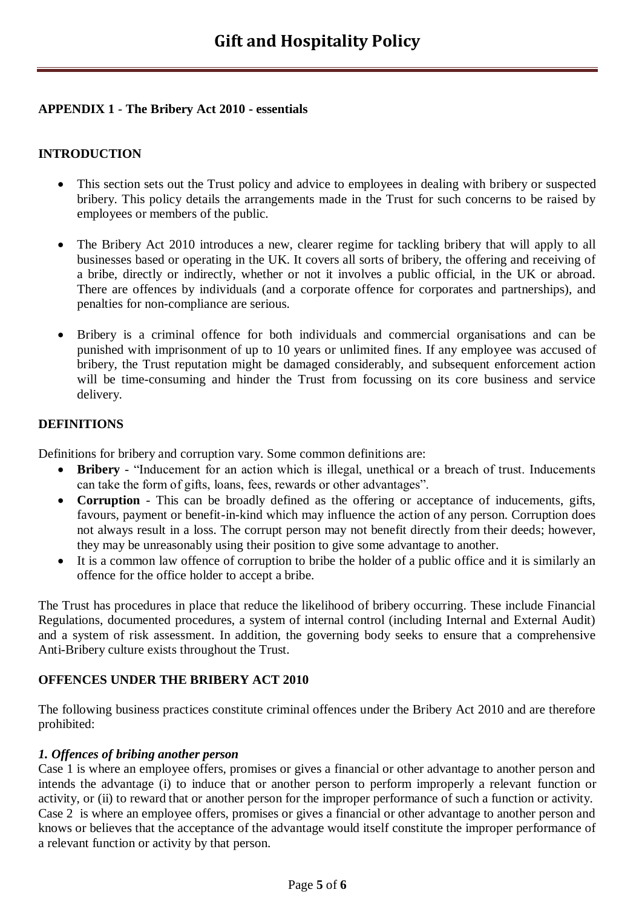### APPENDIX 1 - The Bribery Act 2010 - essentials

### INTRODUCTION

- This section sets out the Trust policy and advice to employees in dealing with bribery or suspected bribery. This policy details the arrangements made in the Trust for such concerns to be raised by employees or members of the public.
- The Bribery Act 2010 introduces a new, clearer regime for tackling bribery that will apply to all businesses based or operating in the UK. It covers all sorts of bribery, the offering and receiving of a bribe, directly or indirectly, whether or not it involves a public official, in the UK or abroad. There are offences by individuals (and a corporate offence for corporates and partnerships), and penalties for non-compliance are serious.
- Bribery is a criminal offence for both individuals and commercial organisations and can be punished with imprisonment of up to 10 years or unlimited fines. If any employee was accused of bribery, the Trust reputation might be damaged considerably, and subsequent enforcement action will be time-consuming and hinder the Trust from focussing on its core business and service delivery.

### DEFINITIONS

Definitions for bribery and corruption vary. Some common definitions are:

- **Bribery** - "Inducement for an action which is illegal, unethical or a breach of trust. Inducements can take the form of gifts, loans, fees, rewards or other advantages".
- **Corruption** - This can be broadly defined as the offering or acceptance of inducements, gifts, favours, payment or benefit-in-kind which may influence the action of any person. Corruption does not always result in a loss. The corrupt person may not benefit directly from their deeds; however, they may be unreasonably using their position to give some advantage to another.
- It is a common law offence of corruption to bribe the holder of a public office and it is similarly an offence for the office holder to accept a bribe.

The Trust has procedures in place that reduce the likelihood of bribery occurring. These include Financial Regulations, documented procedures, a system of internal control (including Internal and External Audit) and a system of risk assessment. In addition, the governing body seeks to ensure that a comprehensive Anti-Bribery culture exists throughout the Trust.

### OFFENCES UNDER THE BRIBERY ACT 2010

The following business practices constitute criminal offences under the Bribery Act 2010 and are therefore prohibited:

***1. Offences of bribing another person***

Case 1 is where an employee offers, promises or gives a financial or other advantage to another person and intends the advantage (i) to induce that or another person to perform improperly a relevant function or activity, or (ii) to reward that or another person for the improper performance of such a function or activity.
Case 2 is where an employee offers, promises or gives a financial or other advantage to another person and knows or believes that the acceptance of the advantage would itself constitute the improper performance of a relevant function or activity by that person.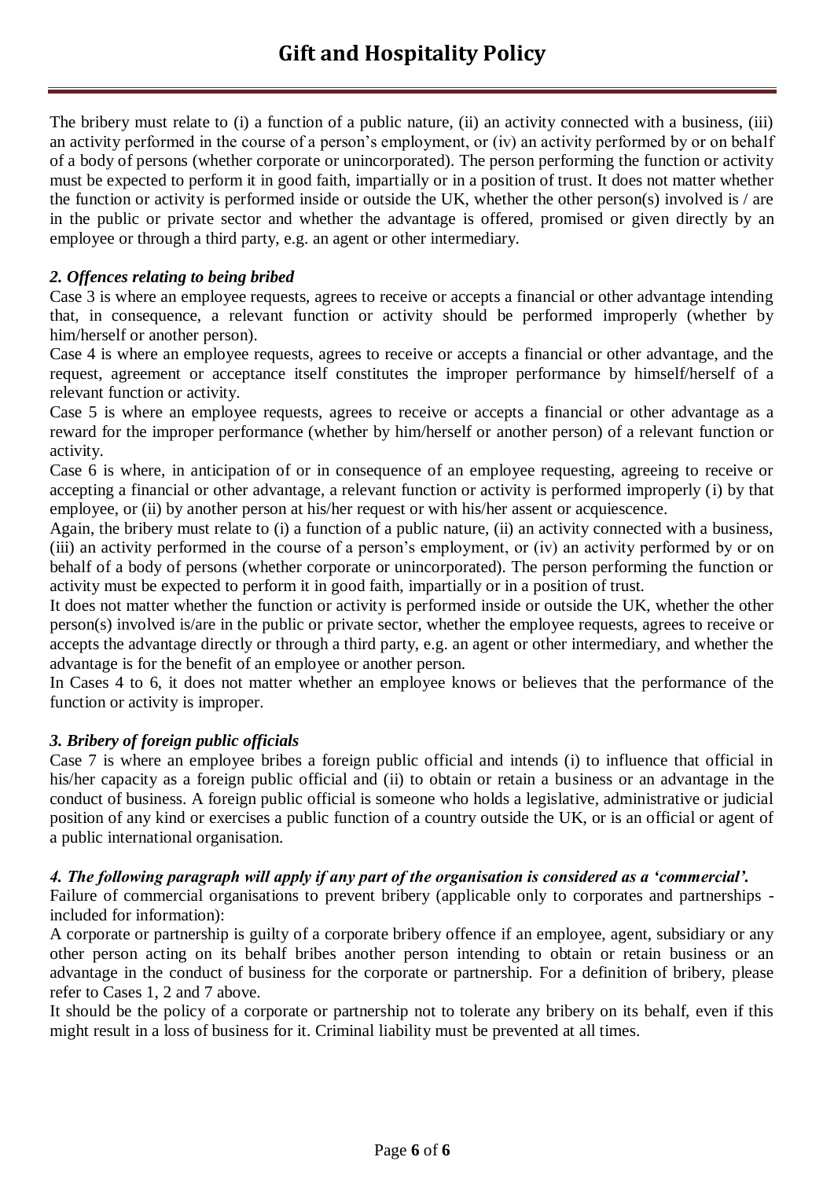The bribery must relate to (i) a function of a public nature, (ii) an activity connected with a business, (iii) an activity performed in the course of a person's employment, or (iv) an activity performed by or on behalf of a body of persons (whether corporate or unincorporated). The person performing the function or activity must be expected to perform it in good faith, impartially or in a position of trust. It does not matter whether the function or activity is performed inside or outside the UK, whether the other person(s) involved is / are in the public or private sector and whether the advantage is offered, promised or given directly by an employee or through a third party, e.g. an agent or other intermediary.

***2. Offences relating to being bribed***

Case 3 is where an employee requests, agrees to receive or accepts a financial or other advantage intending that, in consequence, a relevant function or activity should be performed improperly (whether by him/herself or another person).

Case 4 is where an employee requests, agrees to receive or accepts a financial or other advantage, and the request, agreement or acceptance itself constitutes the improper performance by himself/herself of a relevant function or activity.

Case 5 is where an employee requests, agrees to receive or accepts a financial or other advantage as a reward for the improper performance (whether by him/herself or another person) of a relevant function or activity.

Case 6 is where, in anticipation of or in consequence of an employee requesting, agreeing to receive or accepting a financial or other advantage, a relevant function or activity is performed improperly (i) by that employee, or (ii) by another person at his/her request or with his/her assent or acquiescence.

Again, the bribery must relate to (i) a function of a public nature, (ii) an activity connected with a business, (iii) an activity performed in the course of a person's employment, or (iv) an activity performed by or on behalf of a body of persons (whether corporate or unincorporated). The person performing the function or activity must be expected to perform it in good faith, impartially or in a position of trust.

It does not matter whether the function or activity is performed inside or outside the UK, whether the other person(s) involved is/are in the public or private sector, whether the employee requests, agrees to receive or accepts the advantage directly or through a third party, e.g. an agent or other intermediary, and whether the advantage is for the benefit of an employee or another person.

In Cases 4 to 6, it does not matter whether an employee knows or believes that the performance of the function or activity is improper.

***3. Bribery of foreign public officials***

Case 7 is where an employee bribes a foreign public official and intends (i) to influence that official in his/her capacity as a foreign public official and (ii) to obtain or retain a business or an advantage in the conduct of business. A foreign public official is someone who holds a legislative, administrative or judicial position of any kind or exercises a public function of a country outside the UK, or is an official or agent of a public international organisation.

***4. The following paragraph will apply if any part of the organisation is considered as a 'commercial'.***

Failure of commercial organisations to prevent bribery (applicable only to corporates and partnerships - included for information):

A corporate or partnership is guilty of a corporate bribery offence if an employee, agent, subsidiary or any other person acting on its behalf bribes another person intending to obtain or retain business or an advantage in the conduct of business for the corporate or partnership. For a definition of bribery, please refer to Cases 1, 2 and 7 above.

It should be the policy of a corporate or partnership not to tolerate any bribery on its behalf, even if this might result in a loss of business for it. Criminal liability must be prevented at all times.